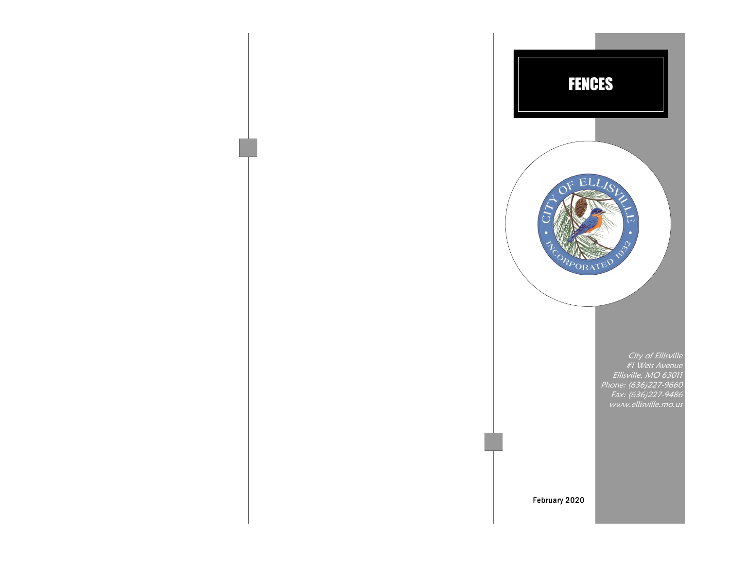# FENCES

*City of Ellisville*
*#1 Weis Avenue*
*Ellisville, MO 63011*
*Phone: (636)227-9660*
*Fax: (636)227-9486*
*www.ellisville.mo.us*

February 2020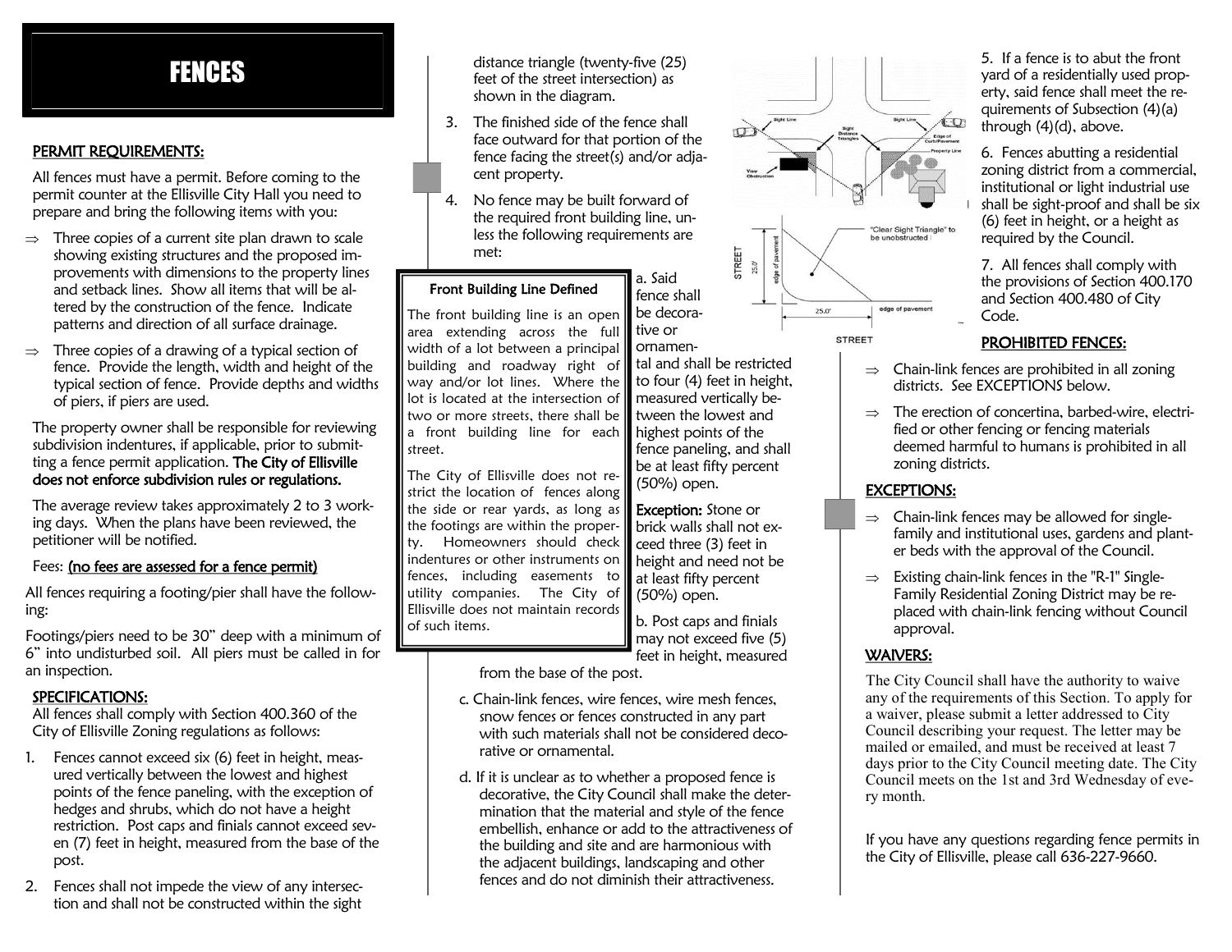# FENCES

## PERMIT REQUIREMENTS:

All fences must have a permit. Before coming to the permit counter at the Ellisville City Hall you need to prepare and bring the following items with you:

- ⇒ Three copies of a current site plan drawn to scale showing existing structures and the proposed improvements with dimensions to the property lines and setback lines. Show all items that will be altered by the construction of the fence. Indicate patterns and direction of all surface drainage.
- ⇒ Three copies of a drawing of a typical section of fence. Provide the length, width and height of the typical section of fence. Provide depths and widths of piers, if piers are used.

The property owner shall be responsible for reviewing subdivision indentures, if applicable, prior to submitting a fence permit application. **The City of Ellisville does not enforce subdivision rules or regulations.**

The average review takes approximately 2 to 3 working days. When the plans have been reviewed, the petitioner will be notified.

Fees: **(no fees are assessed for a fence permit)**

All fences requiring a footing/pier shall have the following:

Footings/piers need to be 30" deep with a minimum of 6" into undisturbed soil. All piers must be called in for an inspection.

## SPECIFICATIONS:

All fences shall comply with Section 400.360 of the City of Ellisville Zoning regulations as follows:

1. Fences cannot exceed six (6) feet in height, measured vertically between the lowest and highest points of the fence paneling, with the exception of hedges and shrubs, which do not have a height restriction. Post caps and finials cannot exceed seven (7) feet in height, measured from the base of the post.
2. Fences shall not impede the view of any intersection and shall not be constructed within the sight distance triangle (twenty-five (25) feet of the street intersection) as shown in the diagram.
3. The finished side of the fence shall face outward for that portion of the fence facing the street(s) and/or adjacent property.
4. No fence may be built forward of the required front building line, unless the following requirements are met:

   a. Said fence shall be decorative or ornamental and shall be restricted to four (4) feet in height, measured vertically between the lowest and highest points of the fence paneling, and shall be at least fifty percent (50%) open.

   **Exception:** Stone or brick walls shall not exceed three (3) feet in height and need not be at least fifty percent (50%) open.

   b. Post caps and finials may not exceed five (5) feet in height, measured from the base of the post.

   c. Chain-link fences, wire fences, wire mesh fences, snow fences or fences constructed in any part with such materials shall not be considered decorative or ornamental.

   d. If it is unclear as to whether a proposed fence is decorative, the City Council shall make the determination that the material and style of the fence embellish, enhance or add to the attractiveness of the building and site and are harmonious with the adjacent buildings, landscaping and other fences and do not diminish their attractiveness.

**Front Building Line Defined**

The front building line is an open area extending across the full width of a lot between a principal building and roadway right of way and/or lot lines. Where the lot is located at the intersection of two or more streets, there shall be a front building line for each street.

The City of Ellisville does not restrict the location of fences along the side or rear yards, as long as the footings are within the property. Homeowners should check indentures or other instruments on fences, including easements to utility companies. The City of Ellisville does not maintain records of such items.

Sight Line
Sight Distance Triangles
Sight Line
Edge of Curb/Pavement
Property Line
View Obstruction
"Clear Sight Triangle" to be unobstructed
STREET
25.0'
edge of pavement
25.0'
edge of pavement
STREET

5. If a fence is to abut the front yard of a residentially used property, said fence shall meet the requirements of Subsection (4)(a) through (4)(d), above.
6. Fences abutting a residential zoning district from a commercial, institutional or light industrial use shall be sight-proof and shall be six (6) feet in height, or a height as required by the Council.
7. All fences shall comply with the provisions of Section 400.170 and Section 400.480 of City Code.

## PROHIBITED FENCES:

- ⇒ Chain-link fences are prohibited in all zoning districts. See EXCEPTIONS below.
- ⇒ The erection of concertina, barbed-wire, electrified or other fencing or fencing materials deemed harmful to humans is prohibited in all zoning districts.

## EXCEPTIONS:

- ⇒ Chain-link fences may be allowed for single-family and institutional uses, gardens and planter beds with the approval of the Council.
- ⇒ Existing chain-link fences in the "R-1" Single-Family Residential Zoning District may be replaced with chain-link fencing without Council approval.

## WAIVERS:

The City Council shall have the authority to waive any of the requirements of this Section. To apply for a waiver, please submit a letter addressed to City Council describing your request. The letter may be mailed or emailed, and must be received at least 7 days prior to the City Council meeting date. The City Council meets on the 1st and 3rd Wednesday of every month.

If you have any questions regarding fence permits in the City of Ellisville, please call 636-227-9660.